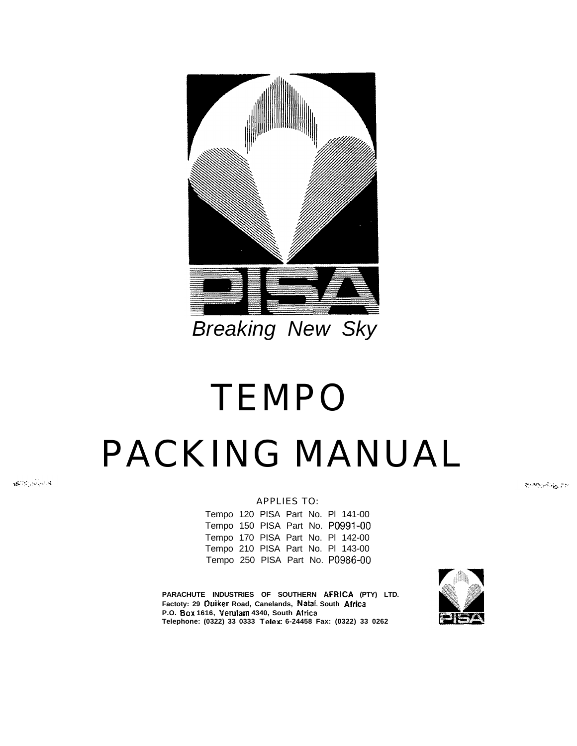PISA

*Breaking New Sky*

# TEMPO

# PACKING MANUAL

APPLIES TO:

Tempo 120 PISA Part No. Pl 141-00
Tempo 150 PISA Part No. P0991-00
Tempo 170 PISA Part No. Pl 142-00
Tempo 210 PISA Part No. Pl 143-00
Tempo 250 PISA Part No. P0986-00

**PARACHUTE INDUSTRIES OF SOUTHERN AFRICA (PTY) LTD.**
**Factoty: 29 Duiker Road, Canelands, Natal, South Africa**
**P.O. Box 1616, Verulam 4340, South Africa**
**Telephone: (0322) 33 0333 Telex: 6-24458 Fax: (0322) 33 0262**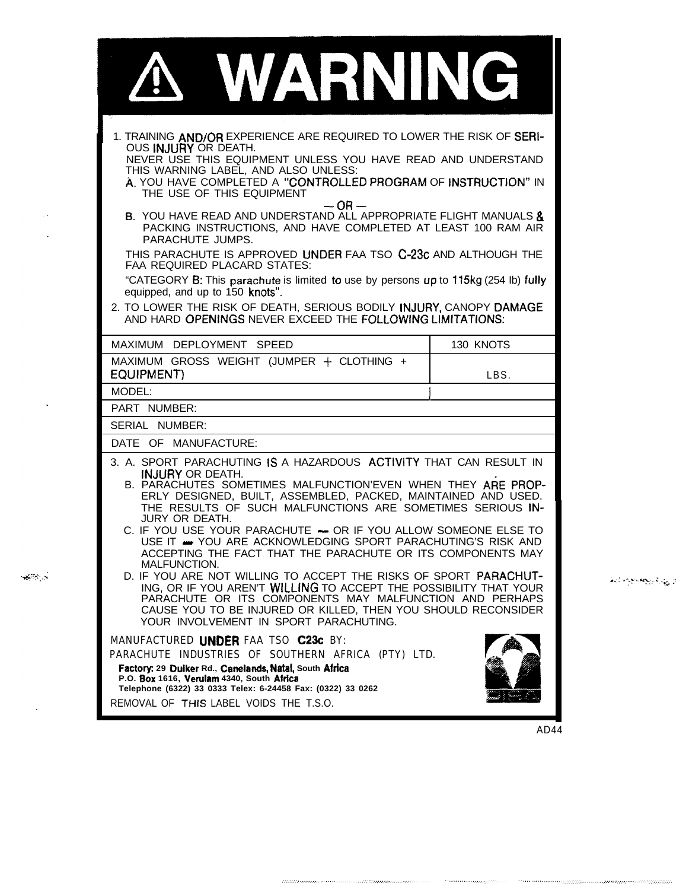# ⚠ WARNING

1. TRAINING AND/OR EXPERIENCE ARE REQUIRED TO LOWER THE RISK OF SERIOUS INJURY OR DEATH.

   NEVER USE THIS EQUIPMENT UNLESS YOU HAVE READ AND UNDERSTAND THIS WARNING LABEL, AND ALSO UNLESS:

   A. YOU HAVE COMPLETED A "CONTROLLED PROGRAM OF INSTRUCTION" IN THE USE OF THIS EQUIPMENT

   — OR —

   B. YOU HAVE READ AND UNDERSTAND ALL APPROPRIATE FLIGHT MANUALS & PACKING INSTRUCTIONS, AND HAVE COMPLETED AT LEAST 100 RAM AIR PARACHUTE JUMPS.

   THIS PARACHUTE IS APPROVED UNDER FAA TSO C-23c AND ALTHOUGH THE FAA REQUIRED PLACARD STATES:

   "CATEGORY B: This parachute is limited to use by persons up to 115kg (254 lb) fully equipped, and up to 150 knots".

2. TO LOWER THE RISK OF DEATH, SERIOUS BODILY INJURY, CANOPY DAMAGE AND HARD OPENINGS NEVER EXCEED THE FOLLOWING LIMITATIONS:

| | |
|---|---|
| MAXIMUM DEPLOYMENT SPEED | 130 KNOTS |
| MAXIMUM GROSS WEIGHT (JUMPER + CLOTHING + EQUIPMENT) | LBS. |
| MODEL: | |
| PART NUMBER: | |
| SERIAL NUMBER: | |
| DATE OF MANUFACTURE: | |

3. A. SPORT PARACHUTING IS A HAZARDOUS ACTIVITY THAT CAN RESULT IN INJURY OR DEATH.

   B. PARACHUTES SOMETIMES MALFUNCTION'EVEN WHEN THEY ARE PROPERLY DESIGNED, BUILT, ASSEMBLED, PACKED, MAINTAINED AND USED. THE RESULTS OF SUCH MALFUNCTIONS ARE SOMETIMES SERIOUS INJURY OR DEATH.

   C. IF YOU USE YOUR PARACHUTE — OR IF YOU ALLOW SOMEONE ELSE TO USE IT — YOU ARE ACKNOWLEDGING SPORT PARACHUTING'S RISK AND ACCEPTING THE FACT THAT THE PARACHUTE OR ITS COMPONENTS MAY MALFUNCTION.

   D. IF YOU ARE NOT WILLING TO ACCEPT THE RISKS OF SPORT PARACHUTING, OR IF YOU AREN'T WILLING TO ACCEPT THE POSSIBILITY THAT YOUR PARACHUTE OR ITS COMPONENTS MAY MALFUNCTION AND PERHAPS CAUSE YOU TO BE INJURED OR KILLED, THEN YOU SHOULD RECONSIDER YOUR INVOLVEMENT IN SPORT PARACHUTING.

MANUFACTURED UNDER FAA TSO C23c BY:
PARACHUTE INDUSTRIES OF SOUTHERN AFRICA (PTY) LTD.

**Factory: 29 Dulker Rd., Canelands, Natal, South Africa**
**P.O. Box 1616, Verulam 4340, South Africa**
**Telephone (6322) 33 0333 Telex: 6-24458 Fax: (0322) 33 0262**

REMOVAL OF THIS LABEL VOIDS THE T.S.O.

AD44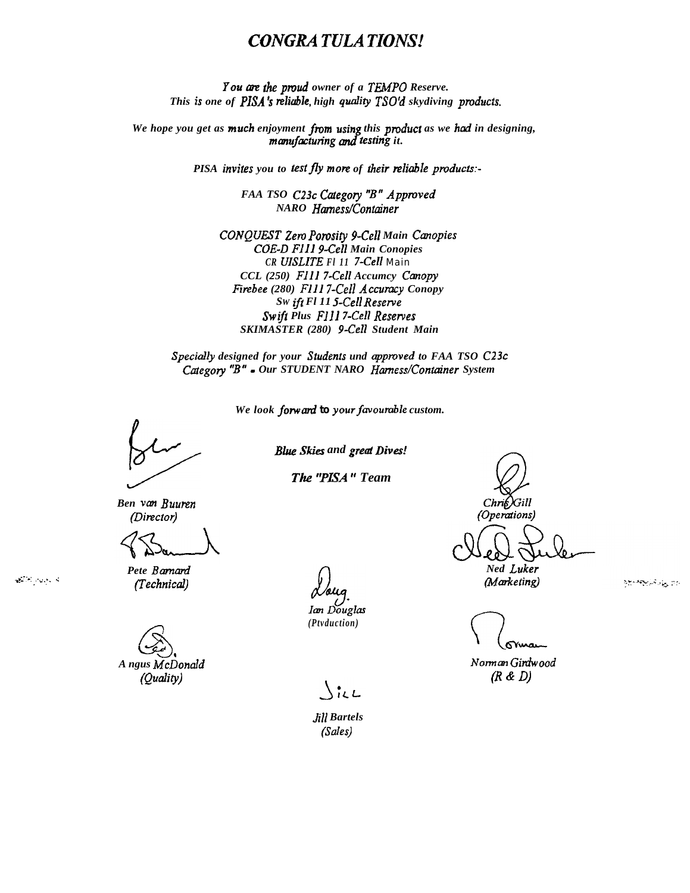# *CONGRATULATIONS!*

*You are the proud owner of a TEMPO Reserve.*
*This is one of PISA's reliable, high quality TSO'd skydiving products.*

*We hope you get as much enjoyment from using this product as we had in designing, manufacturing and testing it.*

*PISA invites you to test fly more of their reliable products:-*

*FAA TSO C23c Category "B" Approved*
*NARO Harness/Container*

*CONQUEST Zero Porosity 9-Cell Main Canopies*
*COE-D F111 9-Cell Main Conopies*
*CR UISLITE Fl 11 7-Cell Main*
*CCL (250) F111 7-Cell Accumcy Canopy*
*Firebee (280) F111 7-Cell Accuracy Conopy*
*Swift Fl 11 5-Cell Reserve*
*Swift Plus F111 7-Cell Reserves*
*SKIMASTER (280) 9-Cell Student Main*

*Specially designed for your Students und approved to FAA TSO C23c Category "B" - Our STUDENT NARO Harness/Container System*

*We look forward to your favourable custom.*

*Blue Skies and great Dives!*

*The "PISA" Team*

*Ben van Buuren*
*(Director)*

*Chris Gill*
*(Operations)*

*Pete Barnard*
*(Technical)*

*Ned Luker*
*(Marketing)*

*Ian Douglas*
*(Ptvduction)*

*Angus McDonald*
*(Quality)*

*Norman Girdwood*
*(R & D)*

*Jill Bartels*
*(Sales)*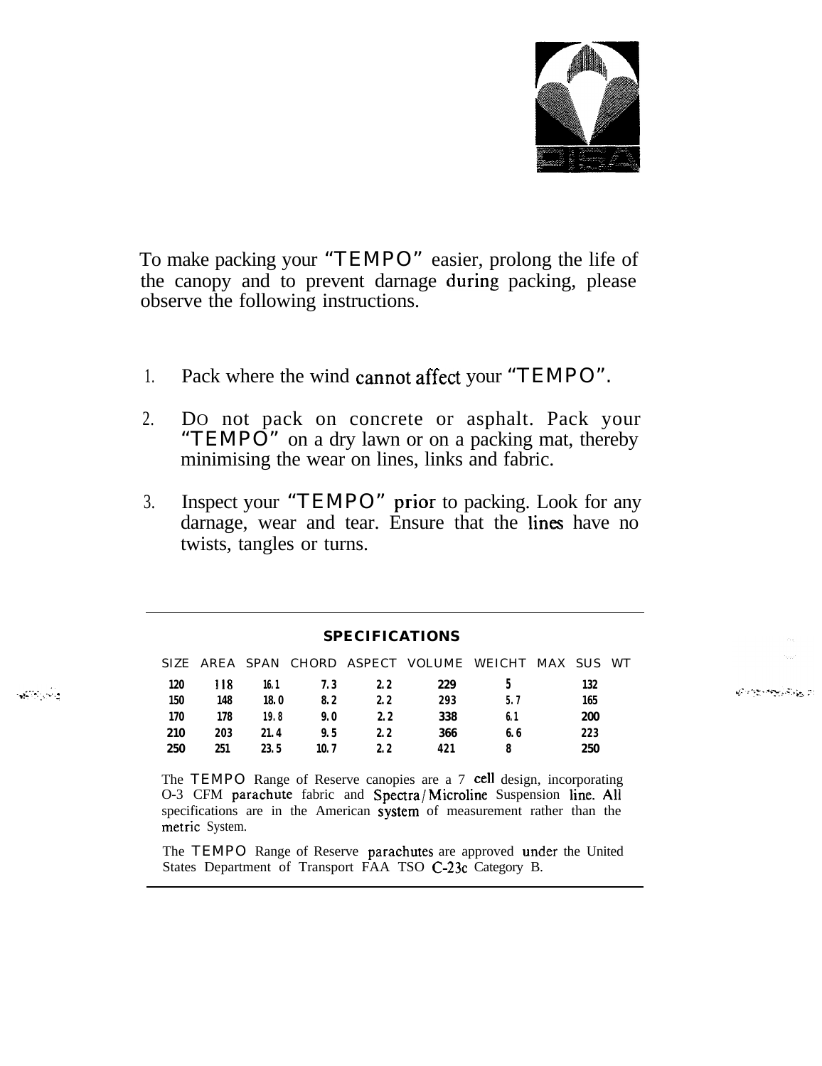To make packing your "TEMPO" easier, prolong the life of the canopy and to prevent darnage during packing, please observe the following instructions.

1. Pack where the wind cannot affect your "TEMPO".
2. DO not pack on concrete or asphalt. Pack your "TEMPO" on a dry lawn or on a packing mat, thereby minimising the wear on lines, links and fabric.
3. Inspect your "TEMPO" prior to packing. Look for any darnage, wear and tear. Ensure that the lines have no twists, tangles or turns.

**SPECIFICATIONS**

| SIZE | AREA | SPAN | CHORD | ASPECT | VOLUME | WEICHT | MAX SUS WT |
|---|---|---|---|---|---|---|---|
| 120 | 118 | 16.1 | 7.3 | 2.2 | 229 | 5 | 132 |
| 150 | 148 | 18.0 | 8.2 | 2.2 | 293 | 5.7 | 165 |
| 170 | 178 | 19.8 | 9.0 | 2.2 | 338 | 6.1 | 200 |
| 210 | 203 | 21.4 | 9.5 | 2.2 | 366 | 6.6 | 223 |
| 250 | 251 | 23.5 | 10.7 | 2.2 | 421 | 8 | 250 |

The TEMPO Range of Reserve canopies are a 7 cell design, incorporating O-3 CFM parachute fabric and Spectra/Microline Suspension line. All specifications are in the American system of measurement rather than the metric System.

The TEMPO Range of Reserve parachutes are approved under the United States Department of Transport FAA TSO C-23c Category B.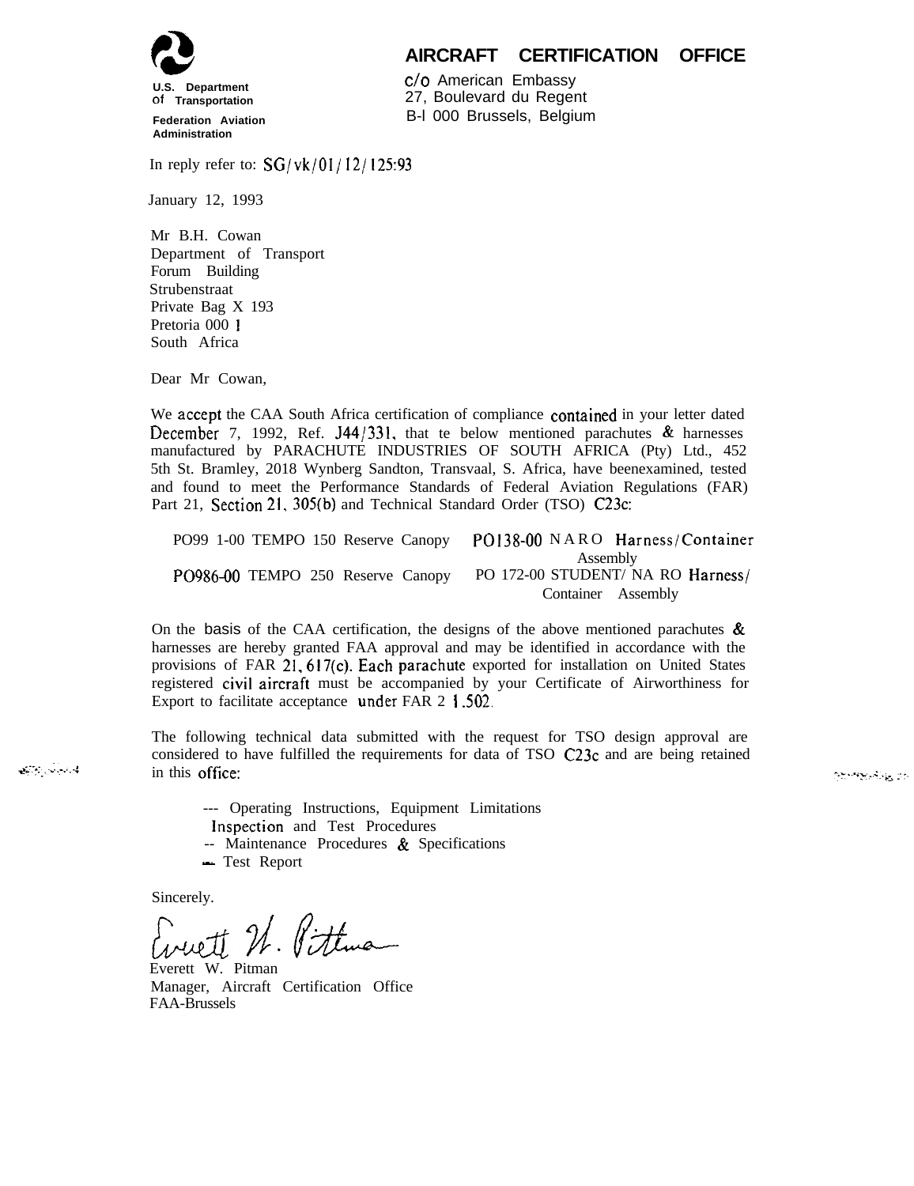U.S. Department of Transportation

Federation Aviation Administration

# AIRCRAFT CERTIFICATION OFFICE

c/o American Embassy
27, Boulevard du Regent
B-l 000 Brussels, Belgium

In reply refer to: SG/vk/01/12/125:93

January 12, 1993

Mr B.H. Cowan
Department of Transport
Forum Building
Strubenstraat
Private Bag X 193
Pretoria 000 1
South Africa

Dear Mr Cowan,

We accept the CAA South Africa certification of compliance contained in your letter dated December 7, 1992, Ref. J44/331, that te below mentioned parachutes & harnesses manufactured by PARACHUTE INDUSTRIES OF SOUTH AFRICA (Pty) Ltd., 452 5th St. Bramley, 2018 Wynberg Sandton, Transvaal, S. Africa, have beenexamined, tested and found to meet the Performance Standards of Federal Aviation Regulations (FAR) Part 21, Section 21. 305(b) and Technical Standard Order (TSO) C23c:

| | |
|---|---|
| PO99 1-00 TEMPO 150 Reserve Canopy | PO138-00 NARO Harness/Container Assembly |
| PO986-00 TEMPO 250 Reserve Canopy | PO 172-00 STUDENT/ NA RO Harness/ Container Assembly |

On the basis of the CAA certification, the designs of the above mentioned parachutes & harnesses are hereby granted FAA approval and may be identified in accordance with the provisions of FAR 21, 617(c). Each parachute exported for installation on United States registered civil aircraft must be accompanied by your Certificate of Airworthiness for Export to facilitate acceptance under FAR 2 1.502.

The following technical data submitted with the request for TSO design approval are considered to have fulfilled the requirements for data of TSO C23c and are being retained in this office:

--- Operating Instructions, Equipment Limitations
Inspection and Test Procedures
-- Maintenance Procedures & Specifications
-- Test Report

Sincerely.

Everett W. Pitman
Manager, Aircraft Certification Office
FAA-Brussels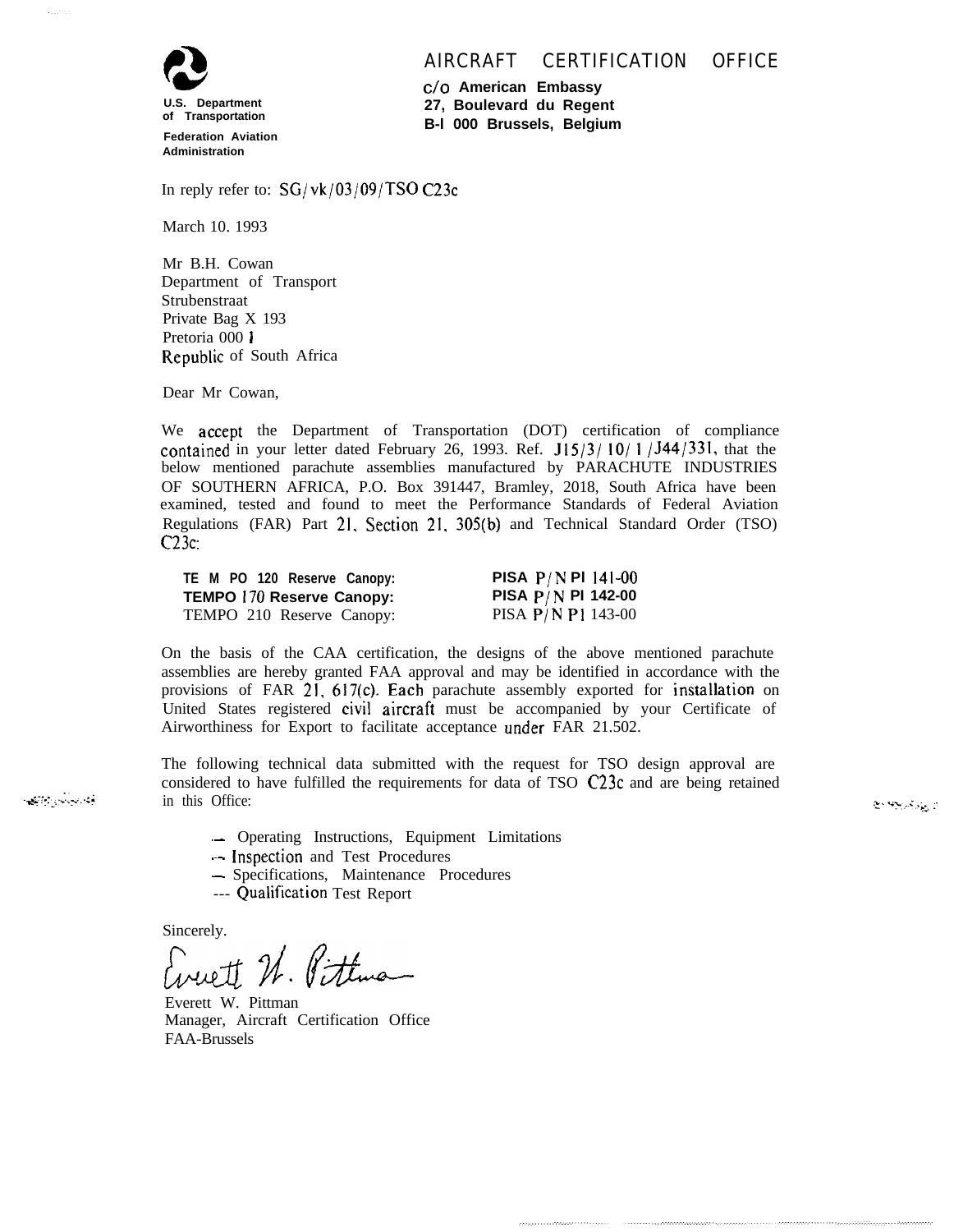U.S. Department of Transportation

Federation Aviation Administration

# AIRCRAFT CERTIFICATION OFFICE

**c/o American Embassy**
**27, Boulevard du Regent**
**B-l 000 Brussels, Belgium**

In reply refer to: SG/vk/03/09/TSO C23c

March 10. 1993

Mr B.H. Cowan
Department of Transport
Strubenstraat
Private Bag X 193
Pretoria 0001
Republic of South Africa

Dear Mr Cowan,

We accept the Department of Transportation (DOT) certification of compliance contained in your letter dated February 26, 1993. Ref. J15/3/10/1/J44/331, that the below mentioned parachute assemblies manufactured by PARACHUTE INDUSTRIES OF SOUTHERN AFRICA, P.O. Box 391447, Bramley, 2018, South Africa have been examined, tested and found to meet the Performance Standards of Federal Aviation Regulations (FAR) Part 21, Section 21, 305(b) and Technical Standard Order (TSO) C23c:

| | |
|---|---|
| **TEMPO 120 Reserve Canopy:** | **PISA P/N PI 141-00** |
| **TEMPO 170 Reserve Canopy:** | **PISA P/N PI 142-00** |
| TEMPO 210 Reserve Canopy: | PISA P/N PI 143-00 |

On the basis of the CAA certification, the designs of the above mentioned parachute assemblies are hereby granted FAA approval and may be identified in accordance with the provisions of FAR 21, 617(c). Each parachute assembly exported for installation on United States registered civil aircraft must be accompanied by your Certificate of Airworthiness for Export to facilitate acceptance under FAR 21.502.

The following technical data submitted with the request for TSO design approval are considered to have fulfilled the requirements for data of TSO C23c and are being retained in this Office:

- Operating Instructions, Equipment Limitations
- Inspection and Test Procedures
- Specifications, Maintenance Procedures
- Qualification Test Report

Sincerely.

Everett W. Pittman
Manager, Aircraft Certification Office
FAA-Brussels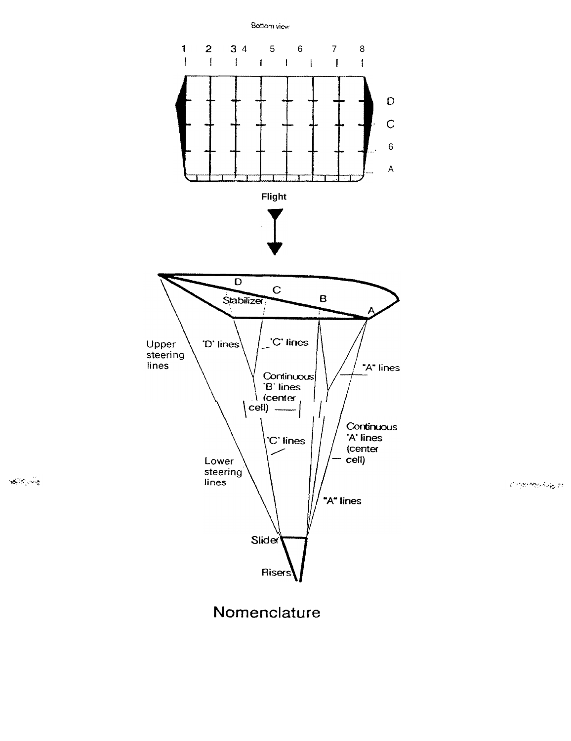Bottom view

1 2 3 4 5 6 7 8

D

C

6

A

Flight

D

C

Stabilizer

B

A

Upper steering lines

'D' lines

'C' lines

"A" lines

Continuous 'B' lines (center cell)

'C' lines

Continuous 'A' lines (center cell)

Lower steering lines

"A" lines

Slider

Risers

# Nomenclature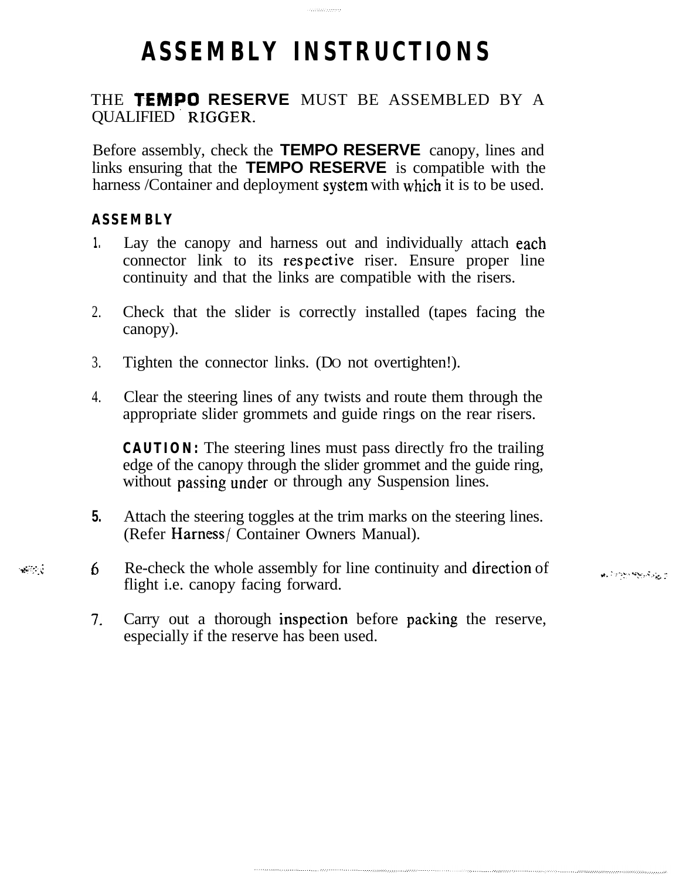# ASSEMBLY INSTRUCTIONS

THE **TEMPO RESERVE** MUST BE ASSEMBLED BY A QUALIFIED RIGGER.

Before assembly, check the **TEMPO RESERVE** canopy, lines and links ensuring that the **TEMPO RESERVE** is compatible with the harness /Container and deployment system with which it is to be used.

**ASSEMBLY**

1. Lay the canopy and harness out and individually attach each connector link to its respective riser. Ensure proper line continuity and that the links are compatible with the risers.

2. Check that the slider is correctly installed (tapes facing the canopy).

3. Tighten the connector links. (DO not overtighten!).

4. Clear the steering lines of any twists and route them through the appropriate slider grommets and guide rings on the rear risers.

   **CAUTION:** The steering lines must pass directly fro the trailing edge of the canopy through the slider grommet and the guide ring, without passing under or through any Suspension lines.

5. Attach the steering toggles at the trim marks on the steering lines. (Refer Harness/ Container Owners Manual).

6. Re-check the whole assembly for line continuity and direction of flight i.e. canopy facing forward.

7. Carry out a thorough inspection before packing the reserve, especially if the reserve has been used.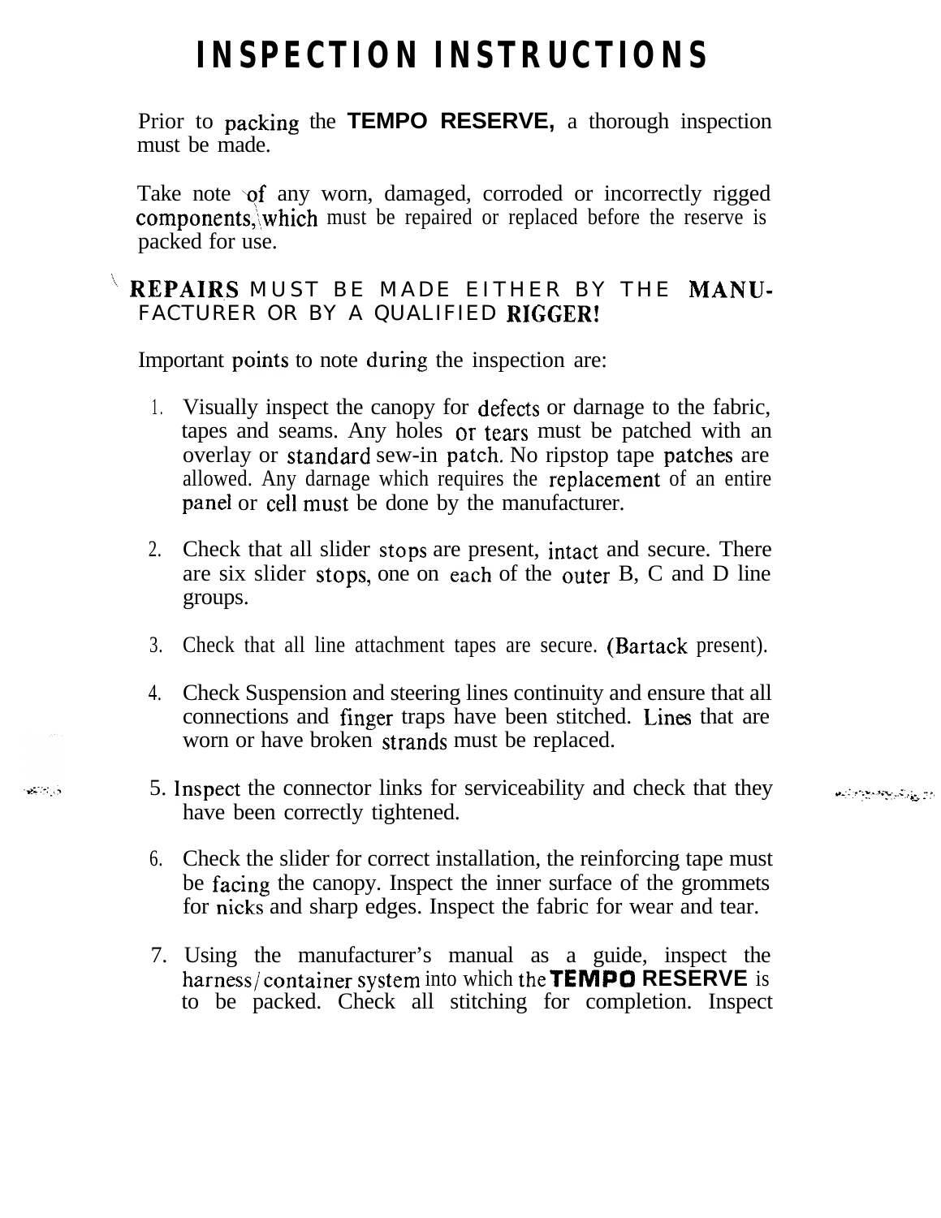# INSPECTION INSTRUCTIONS

Prior to packing the **TEMPO RESERVE,** a thorough inspection must be made.

Take note of any worn, damaged, corroded or incorrectly rigged components, which must be repaired or replaced before the reserve is packed for use.

**REPAIRS MUST BE MADE EITHER BY THE MANUFACTURER OR BY A QUALIFIED RIGGER!**

Important points to note during the inspection are:

1. Visually inspect the canopy for defects or darnage to the fabric, tapes and seams. Any holes or tears must be patched with an overlay or standard sew-in patch. No ripstop tape patches are allowed. Any darnage which requires the replacement of an entire panel or cell must be done by the manufacturer.

2. Check that all slider stops are present, intact and secure. There are six slider stops, one on each of the outer B, C and D line groups.

3. Check that all line attachment tapes are secure. (Bartack present).

4. Check Suspension and steering lines continuity and ensure that all connections and finger traps have been stitched. Lines that are worn or have broken strands must be replaced.

5. Inspect the connector links for serviceability and check that they have been correctly tightened.

6. Check the slider for correct installation, the reinforcing tape must be facing the canopy. Inspect the inner surface of the grommets for nicks and sharp edges. Inspect the fabric for wear and tear.

7. Using the manufacturer's manual as a guide, inspect the harness/container system into which the **TEMPO RESERVE** is to be packed. Check all stitching for completion. Inspect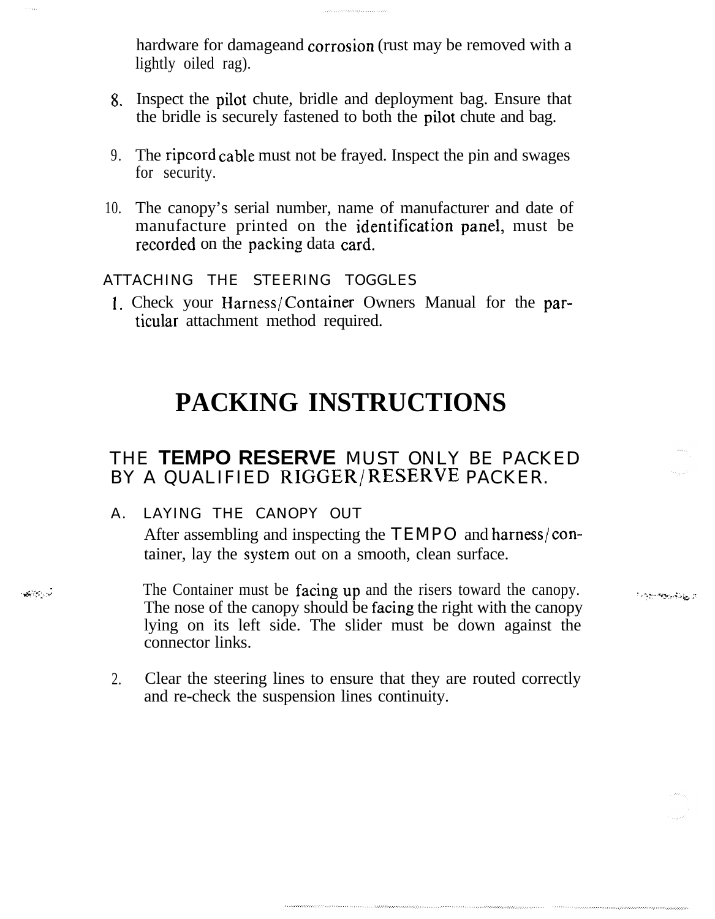hardware for damageand corrosion (rust may be removed with a lightly oiled rag).

8. Inspect the pilot chute, bridle and deployment bag. Ensure that the bridle is securely fastened to both the pilot chute and bag.

9. The ripcord cable must not be frayed. Inspect the pin and swages for security.

10. The canopy's serial number, name of manufacturer and date of manufacture printed on the identification panel, must be recorded on the packing data card.

ATTACHING THE STEERING TOGGLES

1. Check your Harness/Container Owners Manual for the particular attachment method required.

# PACKING INSTRUCTIONS

## THE **TEMPO RESERVE** MUST ONLY BE PACKED BY A QUALIFIED RIGGER/RESERVE PACKER.

A. LAYING THE CANOPY OUT

After assembling and inspecting the TEMPO and harness/container, lay the system out on a smooth, clean surface.

The Container must be facing up and the risers toward the canopy. The nose of the canopy should be facing the right with the canopy lying on its left side. The slider must be down against the connector links.

2. Clear the steering lines to ensure that they are routed correctly and re-check the suspension lines continuity.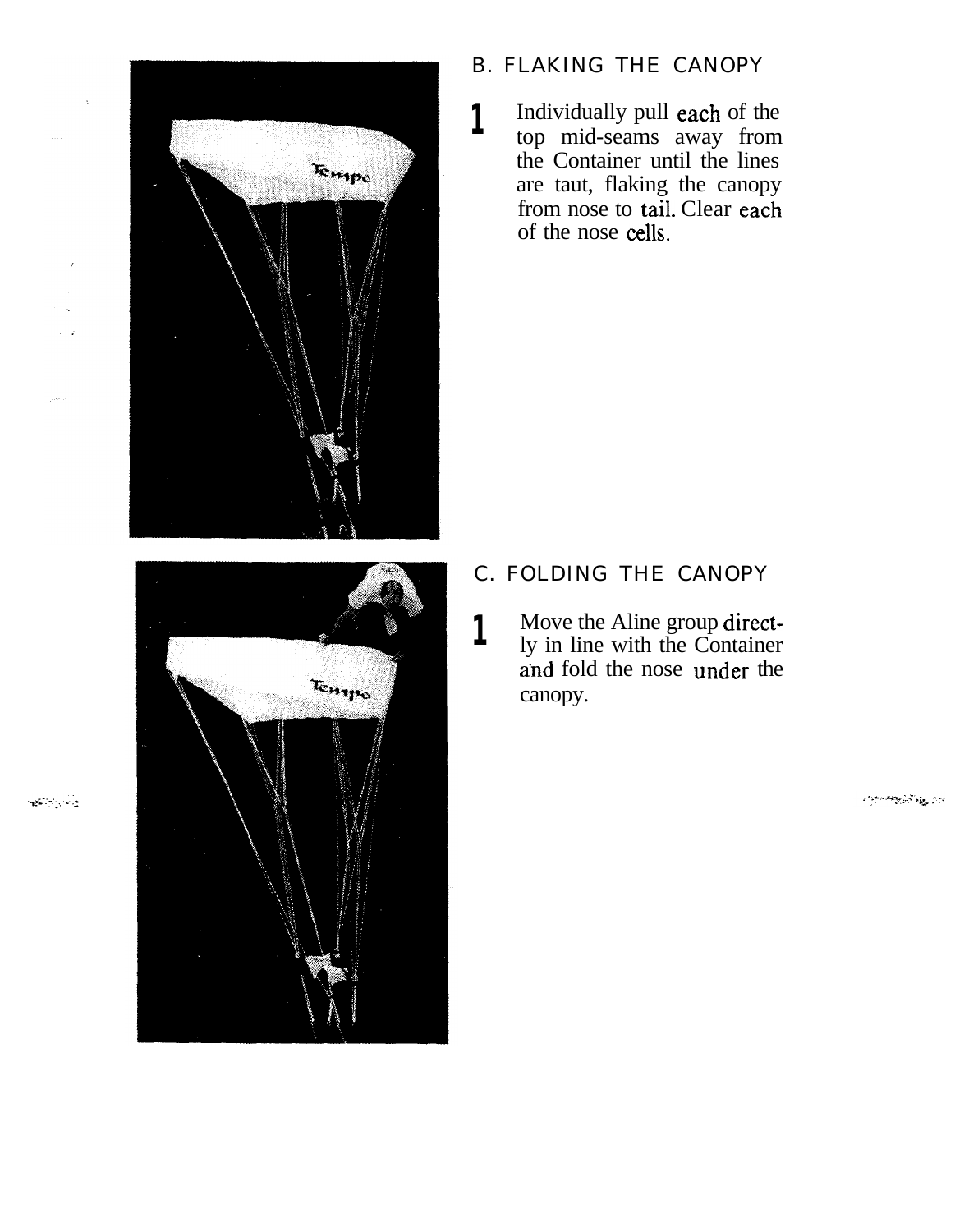## B. FLAKING THE CANOPY

1. Individually pull each of the top mid-seams away from the Container until the lines are taut, flaking the canopy from nose to tail. Clear each of the nose cells.

## C. FOLDING THE CANOPY

1. Move the Aline group directly in line with the Container and fold the nose under the canopy.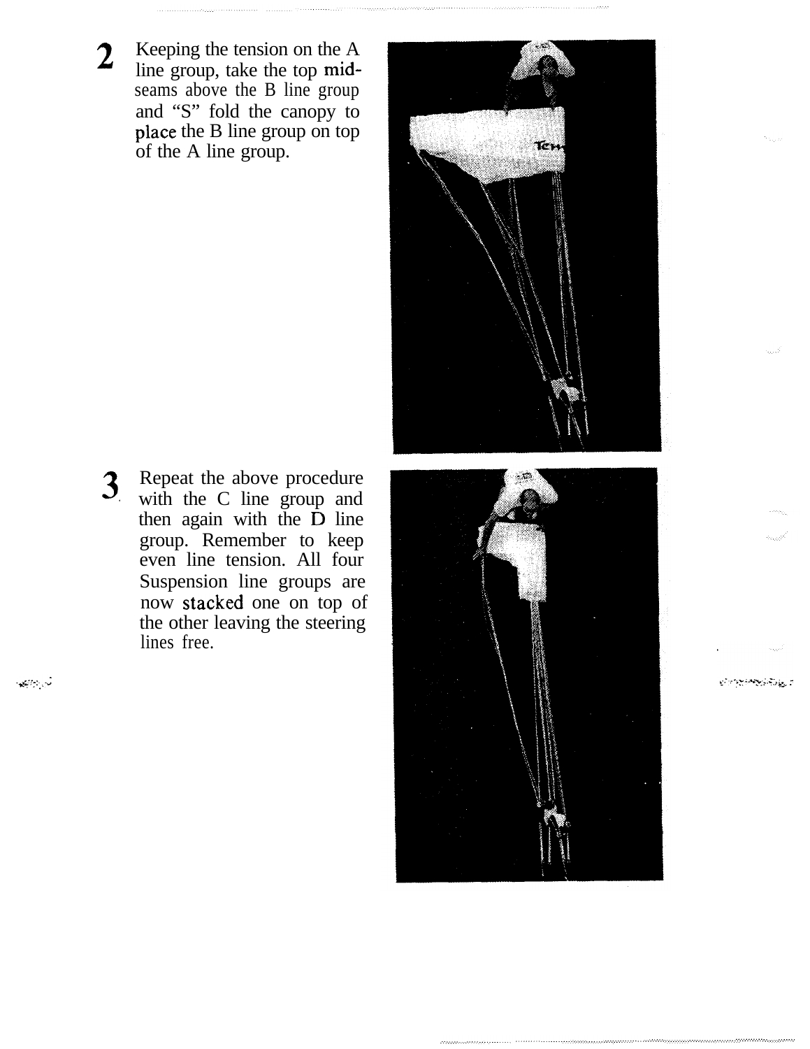**2** Keeping the tension on the A line group, take the top mid-seams above the B line group and "S" fold the canopy to place the B line group on top of the A line group.

**3** Repeat the above procedure with the C line group and then again with the D line group. Remember to keep even line tension. All four Suspension line groups are now stacked one on top of the other leaving the steering lines free.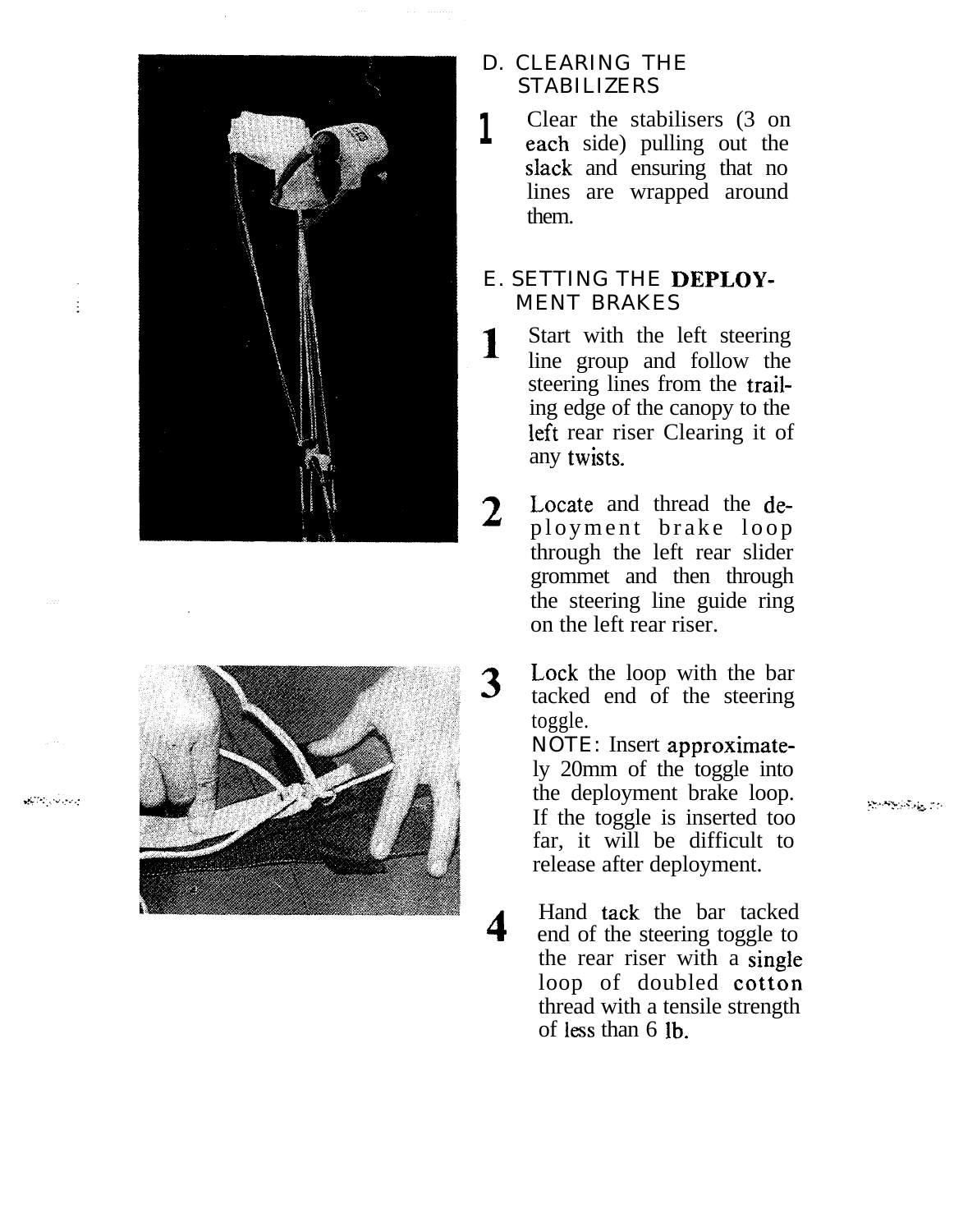## D. CLEARING THE STABILIZERS

1. Clear the stabilisers (3 on each side) pulling out the slack and ensuring that no lines are wrapped around them.

## E. SETTING THE DEPLOYMENT BRAKES

1. Start with the left steering line group and follow the steering lines from the trailing edge of the canopy to the left rear riser Clearing it of any twists.

2. Locate and thread the deployment brake loop through the left rear slider grommet and then through the steering line guide ring on the left rear riser.

3. Lock the loop with the bar tacked end of the steering toggle.
   NOTE: Insert approximately 20mm of the toggle into the deployment brake loop. If the toggle is inserted too far, it will be difficult to release after deployment.

4. Hand tack the bar tacked end of the steering toggle to the rear riser with a single loop of doubled cotton thread with a tensile strength of less than 6 lb.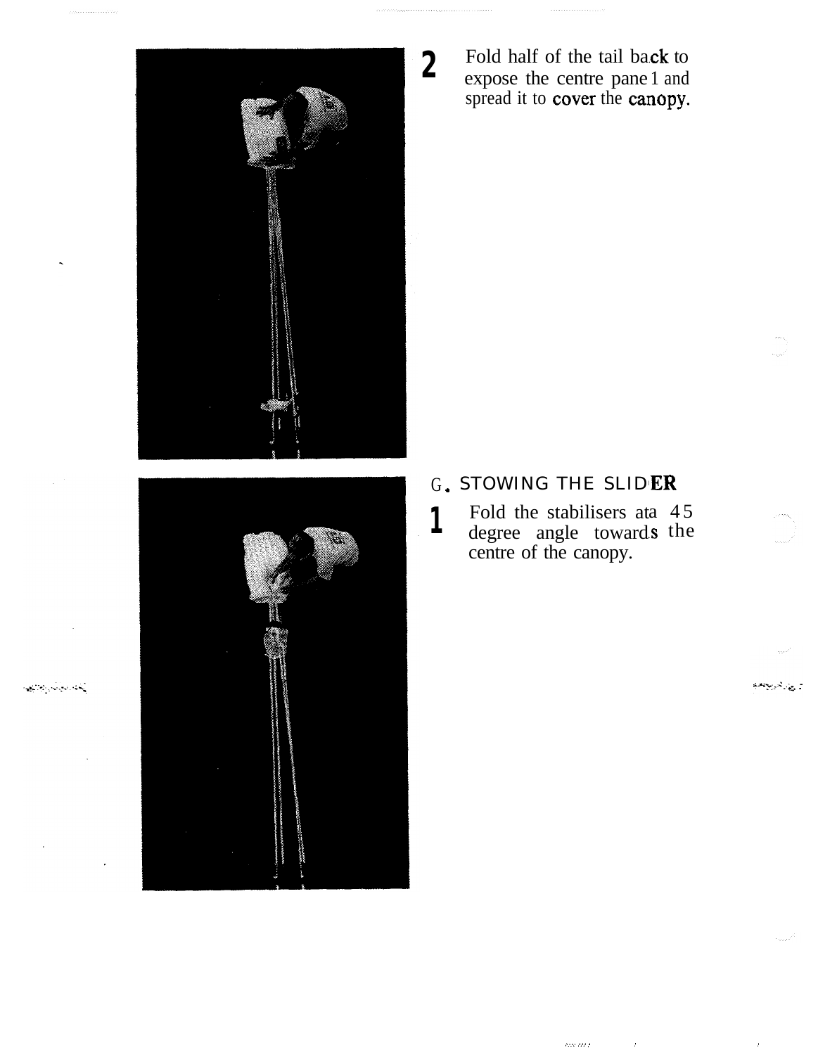2. Fold half of the tail back to expose the centre panel and spread it to cover the canopy.

## G. STOWING THE SLIDER

1. Fold the stabilisers at a 45 degree angle towards the centre of the canopy.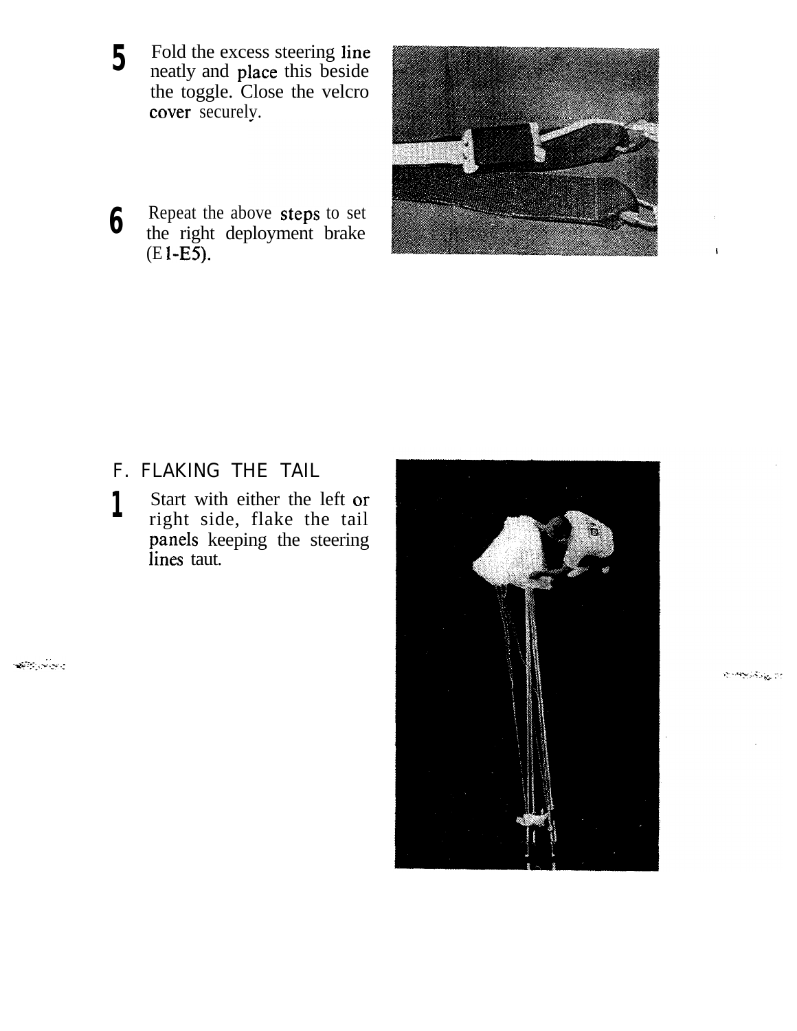5. Fold the excess steering line neatly and place this beside the toggle. Close the velcro cover securely.

6. Repeat the above steps to set the right deployment brake (E1-E5).

## F. FLAKING THE TAIL

1. Start with either the left or right side, flake the tail panels keeping the steering lines taut.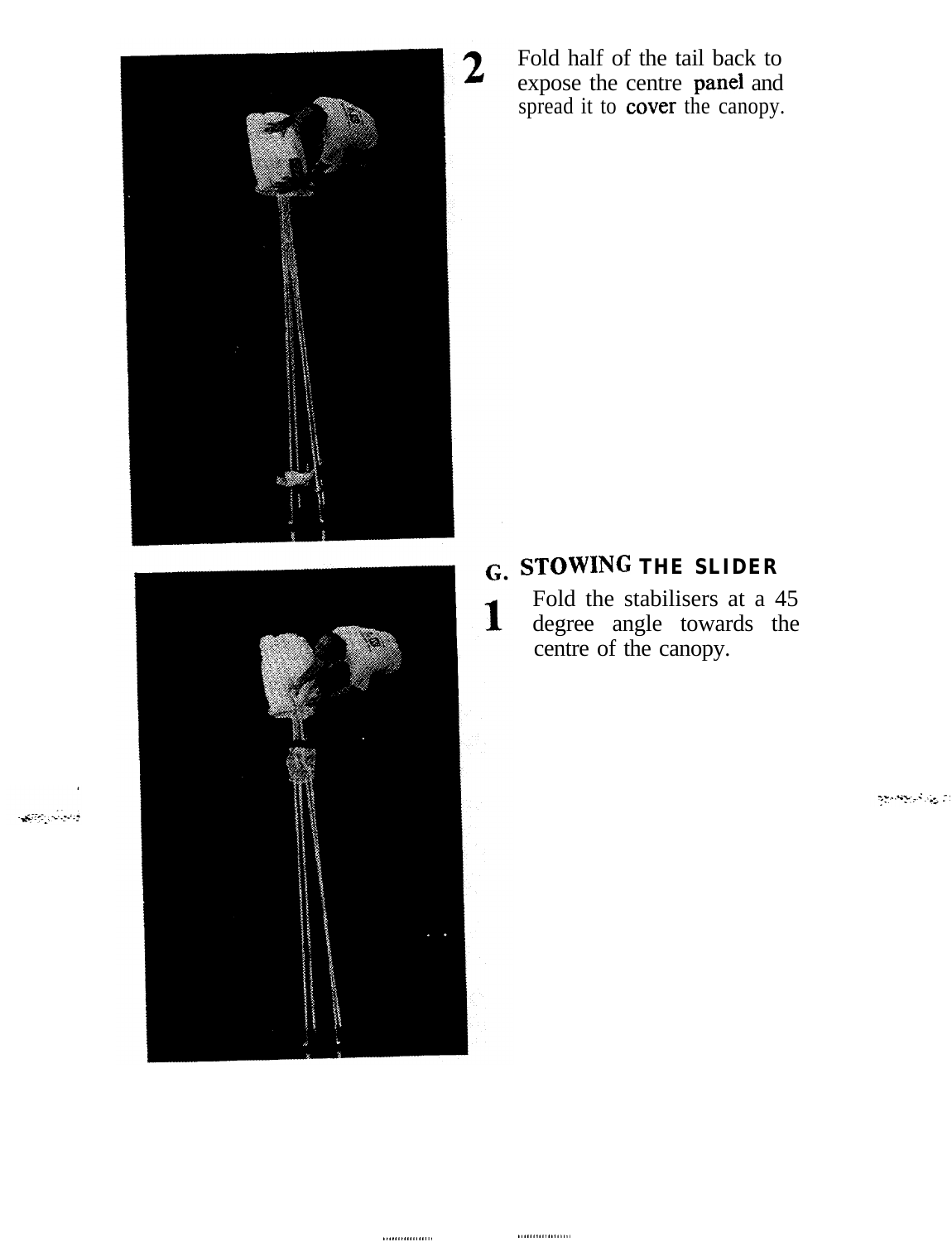**2** Fold half of the tail back to expose the centre panel and spread it to cover the canopy.

## G. STOWING THE SLIDER

**1** Fold the stabilisers at a 45 degree angle towards the centre of the canopy.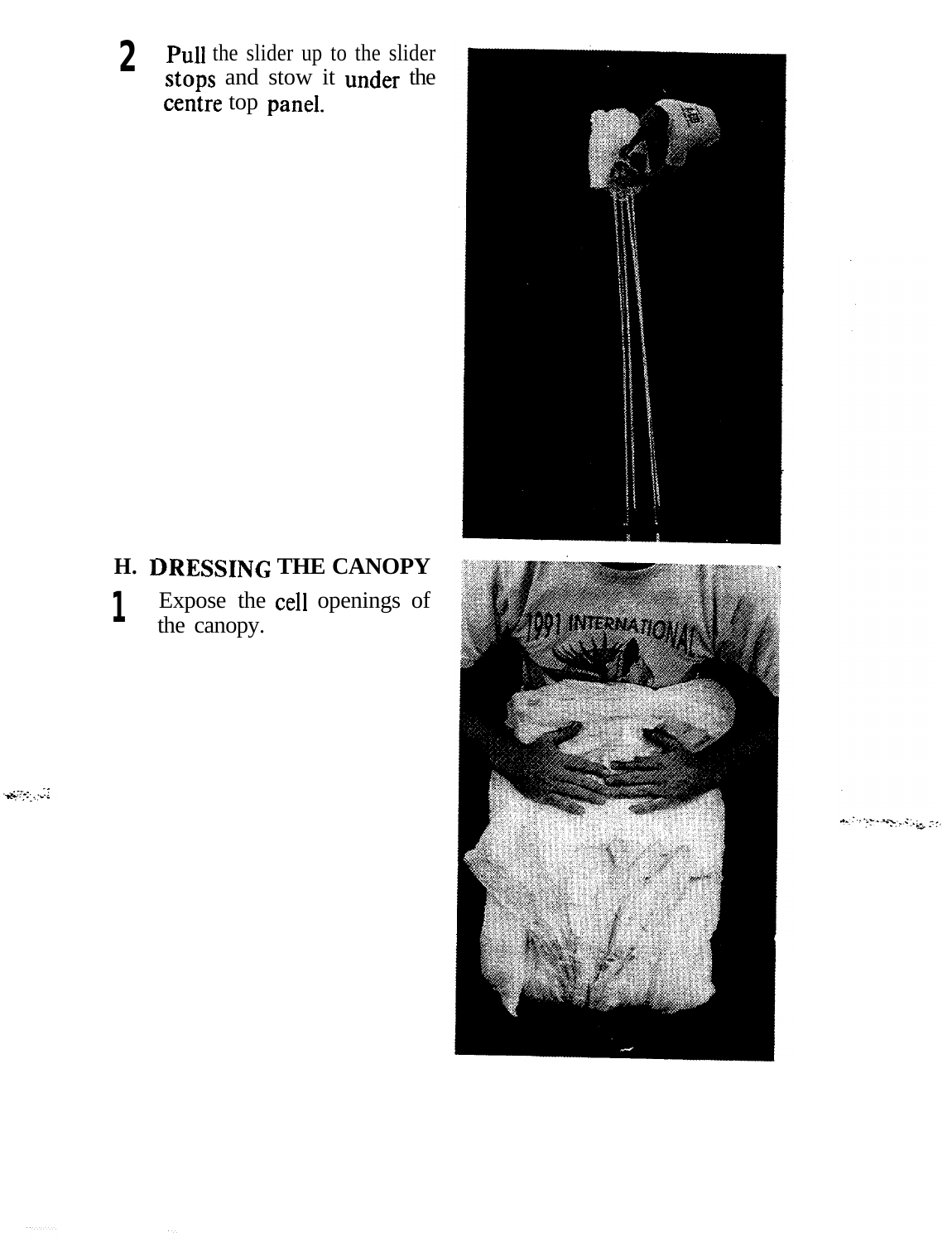**2** Pull the slider up to the slider stops and stow it under the centre top panel.

## H. DRESSING THE CANOPY

**1** Expose the cell openings of the canopy.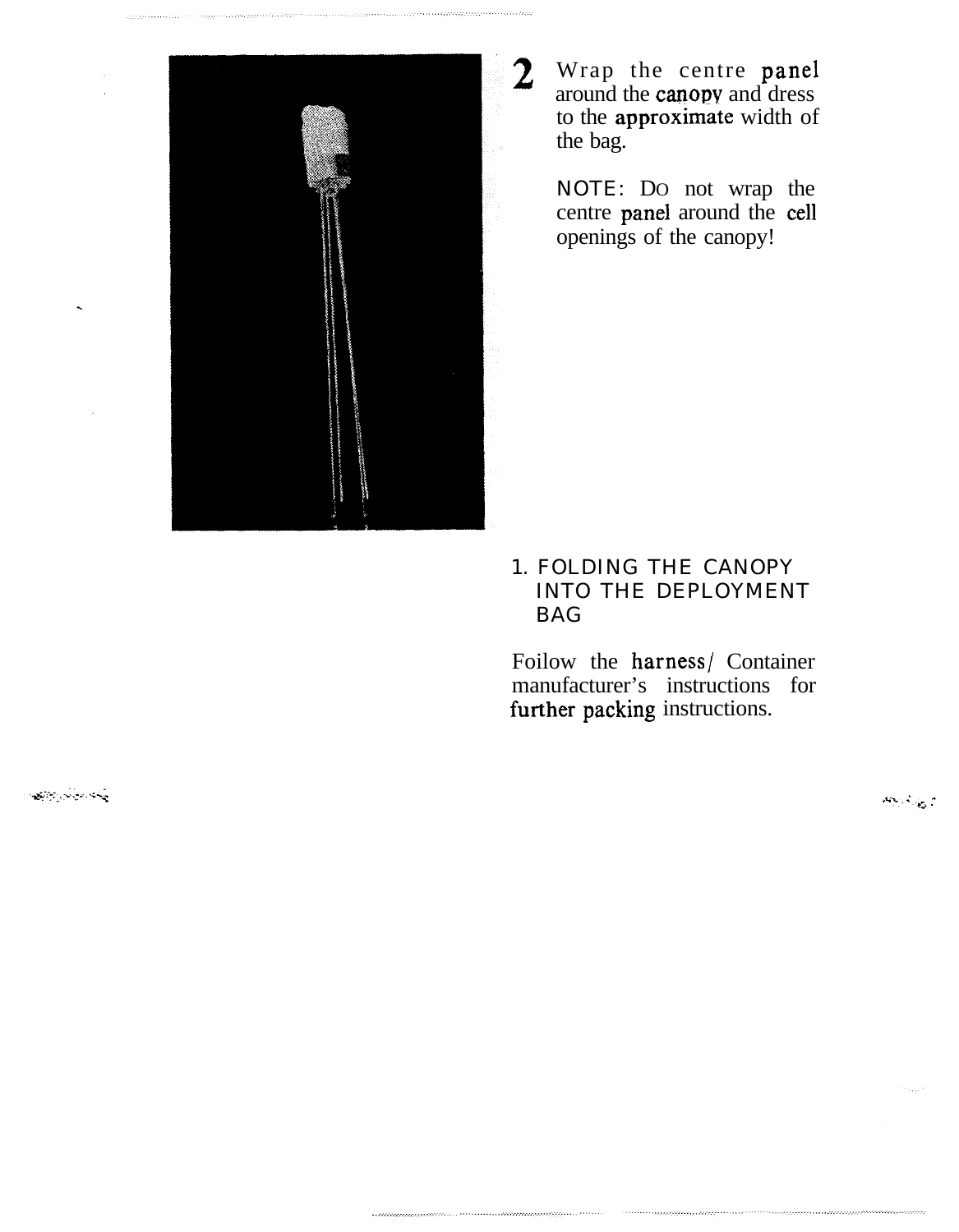**2** Wrap the centre panel around the canopy and dress to the approximate width of the bag.

NOTE: DO not wrap the centre panel around the cell openings of the canopy!

## 1. FOLDING THE CANOPY INTO THE DEPLOYMENT BAG

Foilow the harness/ Container manufacturer's instructions for further packing instructions.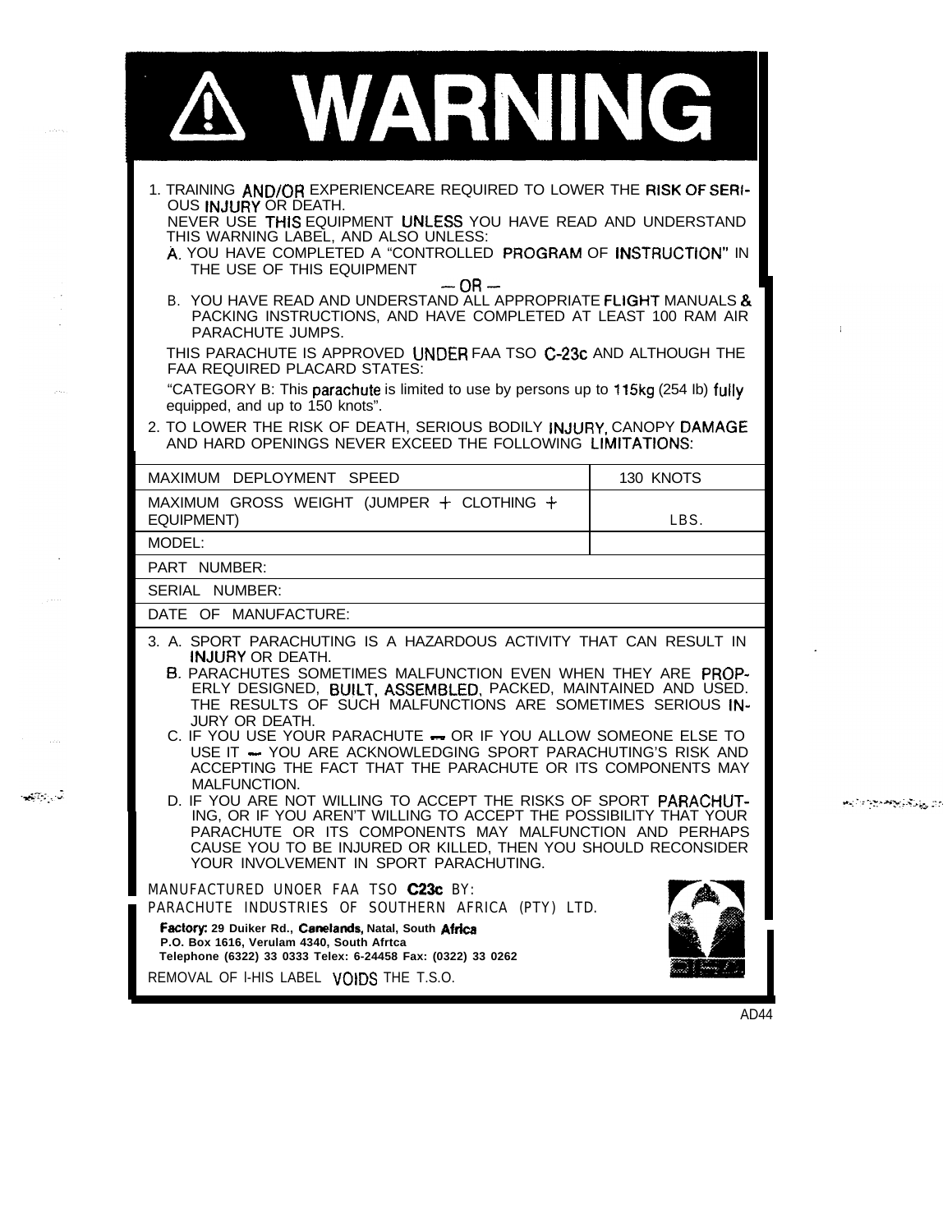# ⚠ WARNING

1. TRAINING AND/OR EXPERIENCEARE REQUIRED TO LOWER THE RISK OF SERIOUS INJURY OR DEATH.
   NEVER USE THIS EQUIPMENT UNLESS YOU HAVE READ AND UNDERSTAND THIS WARNING LABEL, AND ALSO UNLESS:
   A. YOU HAVE COMPLETED A "CONTROLLED PROGRAM OF INSTRUCTION" IN THE USE OF THIS EQUIPMENT

   — OR —

   B. YOU HAVE READ AND UNDERSTAND ALL APPROPRIATE FLIGHT MANUALS & PACKING INSTRUCTIONS, AND HAVE COMPLETED AT LEAST 100 RAM AIR PARACHUTE JUMPS.

   THIS PARACHUTE IS APPROVED UNDER FAA TSO C-23c AND ALTHOUGH THE FAA REQUIRED PLACARD STATES:

   "CATEGORY B: This parachute is limited to use by persons up to 115kg (254 lb) fully equipped, and up to 150 knots".

2. TO LOWER THE RISK OF DEATH, SERIOUS BODILY INJURY, CANOPY DAMAGE AND HARD OPENINGS NEVER EXCEED THE FOLLOWING LIMITATIONS:

| | |
|---|---|
| MAXIMUM DEPLOYMENT SPEED | 130 KNOTS |
| MAXIMUM GROSS WEIGHT (JUMPER + CLOTHING + EQUIPMENT) | LBS. |
| MODEL: | |
| PART NUMBER: | |
| SERIAL NUMBER: | |
| DATE OF MANUFACTURE: | |

3. A. SPORT PARACHUTING IS A HAZARDOUS ACTIVITY THAT CAN RESULT IN INJURY OR DEATH.
   B. PARACHUTES SOMETIMES MALFUNCTION EVEN WHEN THEY ARE PROPERLY DESIGNED, BUILT, ASSEMBLED, PACKED, MAINTAINED AND USED. THE RESULTS OF SUCH MALFUNCTIONS ARE SOMETIMES SERIOUS INJURY OR DEATH.
   C. IF YOU USE YOUR PARACHUTE — OR IF YOU ALLOW SOMEONE ELSE TO USE IT — YOU ARE ACKNOWLEDGING SPORT PARACHUTING'S RISK AND ACCEPTING THE FACT THAT THE PARACHUTE OR ITS COMPONENTS MAY MALFUNCTION.
   D. IF YOU ARE NOT WILLING TO ACCEPT THE RISKS OF SPORT PARACHUTING, OR IF YOU AREN'T WILLING TO ACCEPT THE POSSIBILITY THAT YOUR PARACHUTE OR ITS COMPONENTS MAY MALFUNCTION AND PERHAPS CAUSE YOU TO BE INJURED OR KILLED, THEN YOU SHOULD RECONSIDER YOUR INVOLVEMENT IN SPORT PARACHUTING.

MANUFACTURED UNOER FAA TSO **C23c** BY:
PARACHUTE INDUSTRIES OF SOUTHERN AFRICA (PTY) LTD.

**Factory: 29 Duiker Rd., Canelands, Natal, South Africa**
**P.O. Box 1616, Verulam 4340, South Afrtca**
**Telephone (6322) 33 0333 Telex: 6-24458 Fax: (0322) 33 0262**

REMOVAL OF I-HIS LABEL VOIDS THE T.S.O.

AD44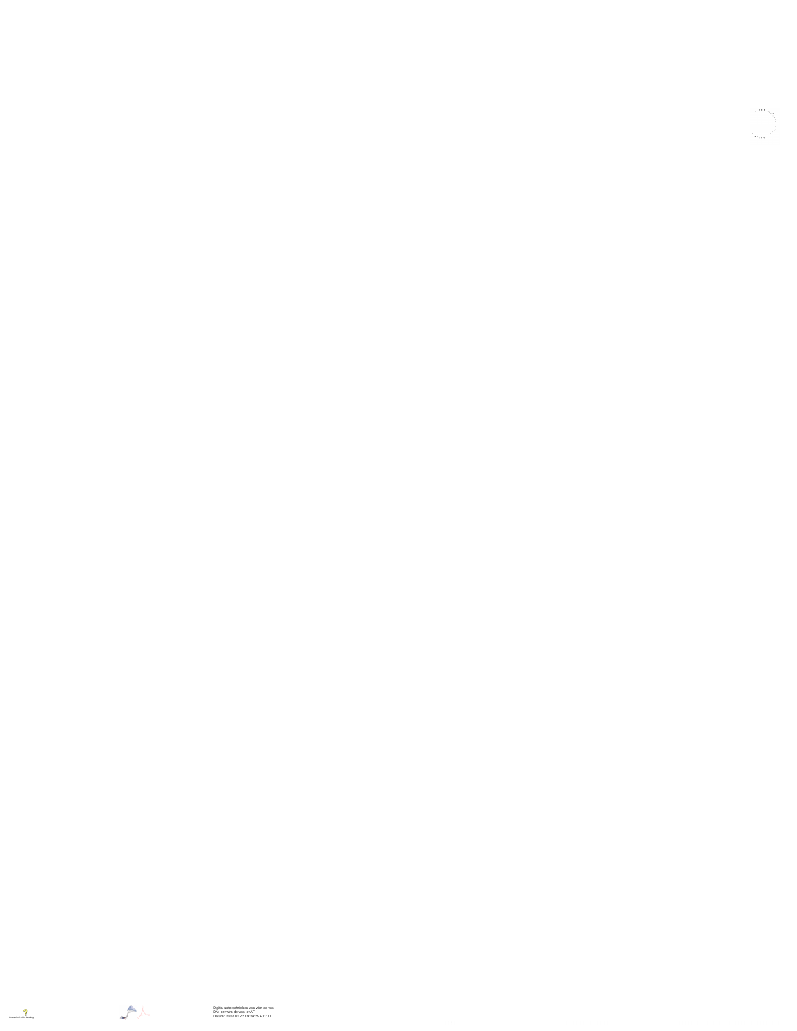Digital unterschrieben von wim de vos
DN: cn=wim de vos, c=AT
Datum: 2002.03.22 14:39:25 +01'00'